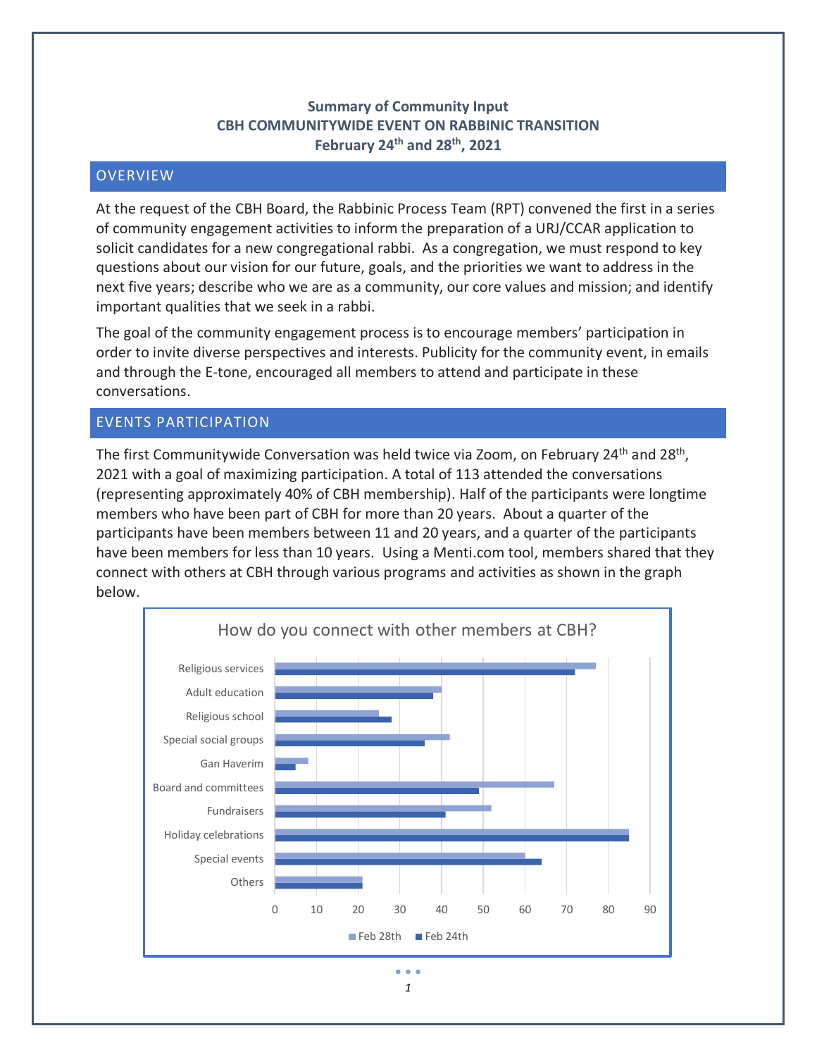**Summary of Community Input**
**CBH COMMUNITYWIDE EVENT ON RABBINIC TRANSITION**
**February 24th and 28th, 2021**

## OVERVIEW

At the request of the CBH Board, the Rabbinic Process Team (RPT) convened the first in a series of community engagement activities to inform the preparation of a URJ/CCAR application to solicit candidates for a new congregational rabbi. As a congregation, we must respond to key questions about our vision for our future, goals, and the priorities we want to address in the next five years; describe who we are as a community, our core values and mission; and identify important qualities that we seek in a rabbi.

The goal of the community engagement process is to encourage members' participation in order to invite diverse perspectives and interests. Publicity for the community event, in emails and through the E-tone, encouraged all members to attend and participate in these conversations.

## EVENTS PARTICIPATION

The first Communitywide Conversation was held twice via Zoom, on February 24th and 28th, 2021 with a goal of maximizing participation. A total of 113 attended the conversations (representing approximately 40% of CBH membership). Half of the participants were longtime members who have been part of CBH for more than 20 years. About a quarter of the participants have been members between 11 and 20 years, and a quarter of the participants have been members for less than 10 years. Using a Menti.com tool, members shared that they connect with others at CBH through various programs and activities as shown in the graph below.

**How do you connect with other members at CBH?**

| Activity | Feb 28th | Feb 24th |
|---|---|---|
| Religious services | 77 | 72 |
| Adult education | 40 | 38 |
| Religious school | 25 | 28 |
| Special social groups | 42 | 36 |
| Gan Haverim | 8 | 5 |
| Board and committees | 67 | 49 |
| Fundraisers | 52 | 41 |
| Holiday celebrations | 85 | 85 |
| Special events | 60 | 64 |
| Others | 21 | 21 |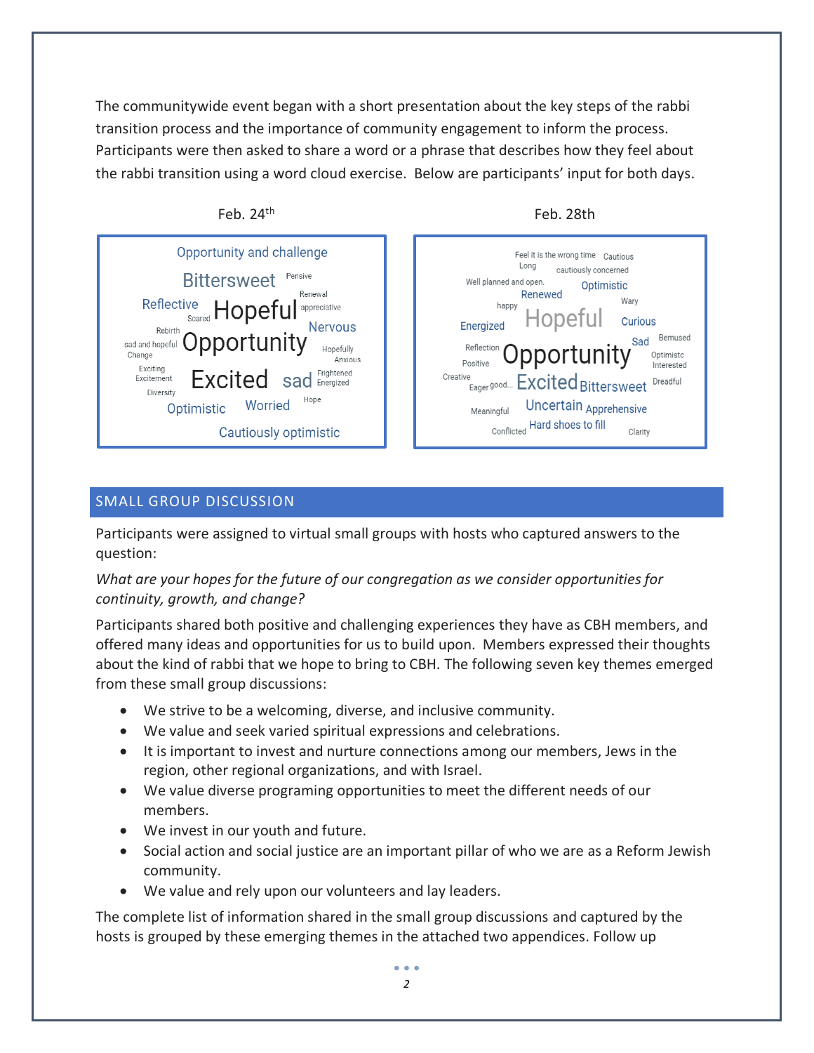The communitywide event began with a short presentation about the key steps of the rabbi transition process and the importance of community engagement to inform the process. Participants were then asked to share a word or a phrase that describes how they feel about the rabbi transition using a word cloud exercise. Below are participants' input for both days.

Feb. 24th

Opportunity and challenge, Bittersweet, Pensive, Renewal, Reflective, Hopeful, appreciative, Scared, Nervous, Rebirth, sad and hopeful, Opportunity, Hopefully, Change, Anxious, Exciting, Excitement, Excited, sad, Frightened, Energized, Diversity, Hope, Optimistic, Worried, Cautiously optimistic

Feb. 28th

Feel it is the wrong time, Cautious, Long, cautiously concerned, Well planned and open., Optimistic, Renewed, happy, Wary, Energized, Hopeful, Curious, Reflection, Sad, Bemused, Positive, Opportunity, Optimistc, Interested, Creative, Eager, good..., Excited, Bittersweet, Dreadful, Meaningful, Uncertain, Apprehensive, Conflicted, Hard shoes to fill, Clarity

## SMALL GROUP DISCUSSION

Participants were assigned to virtual small groups with hosts who captured answers to the question:

*What are your hopes for the future of our congregation as we consider opportunities for continuity, growth, and change?*

Participants shared both positive and challenging experiences they have as CBH members, and offered many ideas and opportunities for us to build upon. Members expressed their thoughts about the kind of rabbi that we hope to bring to CBH. The following seven key themes emerged from these small group discussions:

- We strive to be a welcoming, diverse, and inclusive community.
- We value and seek varied spiritual expressions and celebrations.
- It is important to invest and nurture connections among our members, Jews in the region, other regional organizations, and with Israel.
- We value diverse programing opportunities to meet the different needs of our members.
- We invest in our youth and future.
- Social action and social justice are an important pillar of who we are as a Reform Jewish community.
- We value and rely upon our volunteers and lay leaders.

The complete list of information shared in the small group discussions and captured by the hosts is grouped by these emerging themes in the attached two appendices. Follow up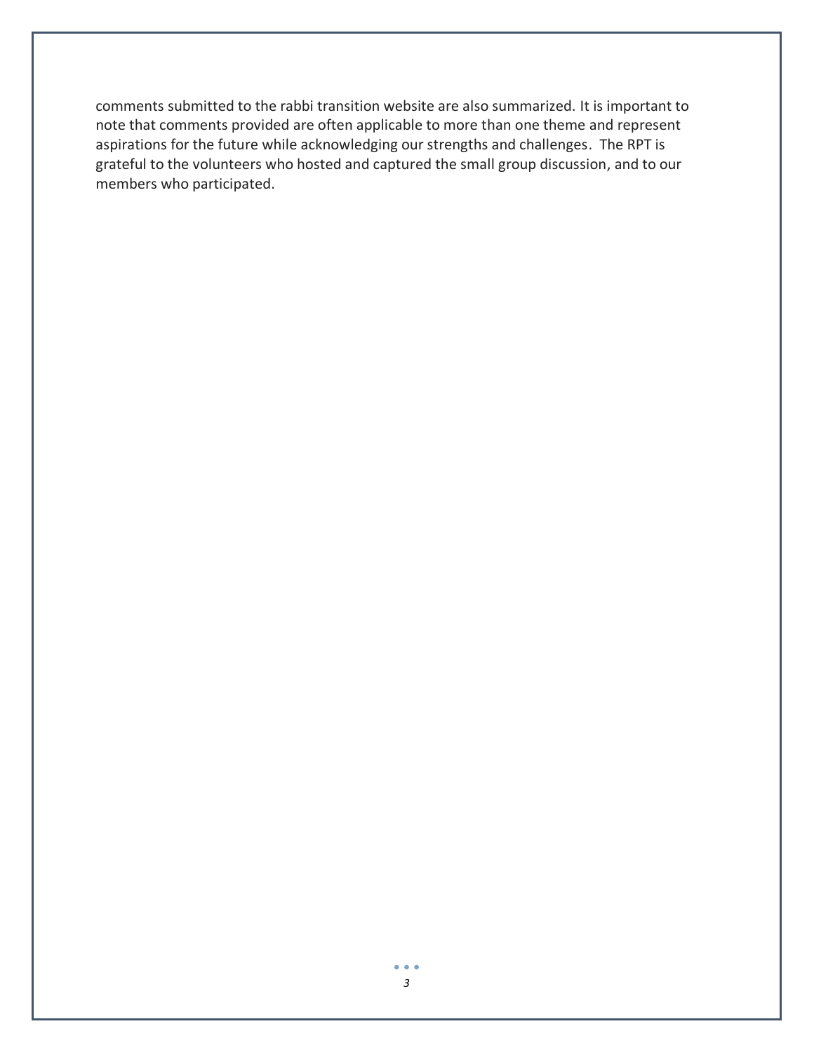comments submitted to the rabbi transition website are also summarized. It is important to note that comments provided are often applicable to more than one theme and represent aspirations for the future while acknowledging our strengths and challenges. The RPT is grateful to the volunteers who hosted and captured the small group discussion, and to our members who participated.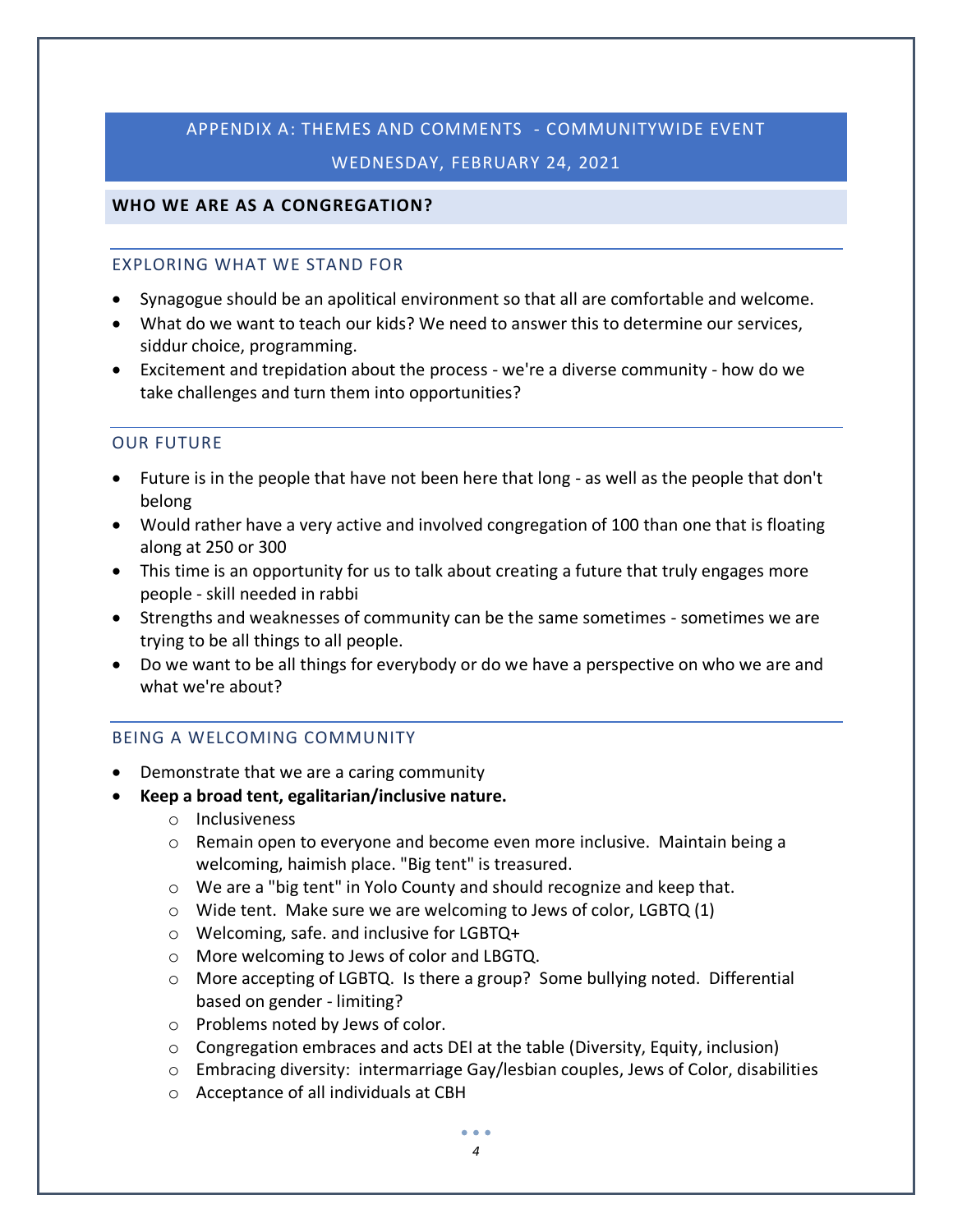## APPENDIX A: THEMES AND COMMENTS - COMMUNITYWIDE EVENT

## WEDNESDAY, FEBRUARY 24, 2021

### WHO WE ARE AS A CONGREGATION?

#### EXPLORING WHAT WE STAND FOR

- Synagogue should be an apolitical environment so that all are comfortable and welcome.
- What do we want to teach our kids? We need to answer this to determine our services, siddur choice, programming.
- Excitement and trepidation about the process - we're a diverse community - how do we take challenges and turn them into opportunities?

#### OUR FUTURE

- Future is in the people that have not been here that long - as well as the people that don't belong
- Would rather have a very active and involved congregation of 100 than one that is floating along at 250 or 300
- This time is an opportunity for us to talk about creating a future that truly engages more people - skill needed in rabbi
- Strengths and weaknesses of community can be the same sometimes - sometimes we are trying to be all things to all people.
- Do we want to be all things for everybody or do we have a perspective on who we are and what we're about?

#### BEING A WELCOMING COMMUNITY

- Demonstrate that we are a caring community
- **Keep a broad tent, egalitarian/inclusive nature.**
  - Inclusiveness
  - Remain open to everyone and become even more inclusive. Maintain being a welcoming, haimish place. "Big tent" is treasured.
  - We are a "big tent" in Yolo County and should recognize and keep that.
  - Wide tent. Make sure we are welcoming to Jews of color, LGBTQ (1)
  - Welcoming, safe. and inclusive for LGBTQ+
  - More welcoming to Jews of color and LBGTQ.
  - More accepting of LGBTQ. Is there a group? Some bullying noted. Differential based on gender - limiting?
  - Problems noted by Jews of color.
  - Congregation embraces and acts DEI at the table (Diversity, Equity, inclusion)
  - Embracing diversity: intermarriage Gay/lesbian couples, Jews of Color, disabilities
  - Acceptance of all individuals at CBH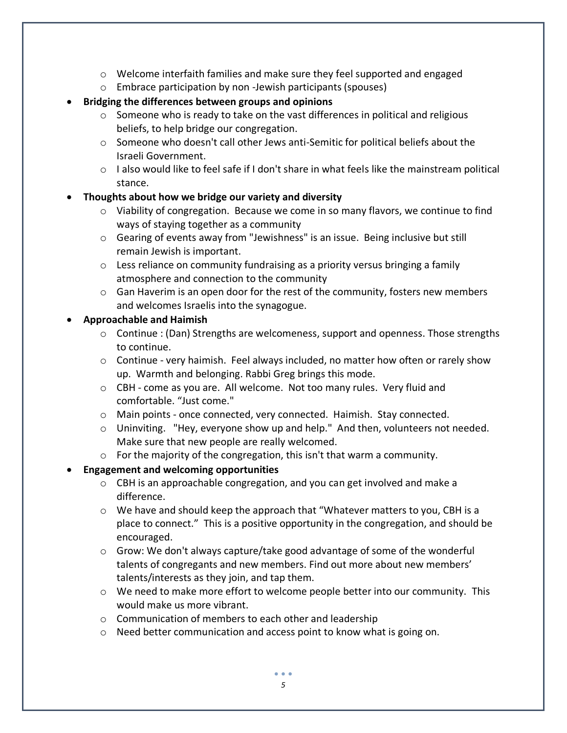- Welcome interfaith families and make sure they feel supported and engaged
  - Embrace participation by non -Jewish participants (spouses)
- **Bridging the differences between groups and opinions**
  - Someone who is ready to take on the vast differences in political and religious beliefs, to help bridge our congregation.
  - Someone who doesn't call other Jews anti-Semitic for political beliefs about the Israeli Government.
  - I also would like to feel safe if I don't share in what feels like the mainstream political stance.
- **Thoughts about how we bridge our variety and diversity**
  - Viability of congregation. Because we come in so many flavors, we continue to find ways of staying together as a community
  - Gearing of events away from "Jewishness" is an issue. Being inclusive but still remain Jewish is important.
  - Less reliance on community fundraising as a priority versus bringing a family atmosphere and connection to the community
  - Gan Haverim is an open door for the rest of the community, fosters new members and welcomes Israelis into the synagogue.
- **Approachable and Haimish**
  - Continue : (Dan) Strengths are welcomeness, support and openness. Those strengths to continue.
  - Continue - very haimish. Feel always included, no matter how often or rarely show up. Warmth and belonging. Rabbi Greg brings this mode.
  - CBH - come as you are. All welcome. Not too many rules. Very fluid and comfortable. "Just come."
  - Main points - once connected, very connected. Haimish. Stay connected.
  - Uninviting. "Hey, everyone show up and help." And then, volunteers not needed. Make sure that new people are really welcomed.
  - For the majority of the congregation, this isn't that warm a community.
- **Engagement and welcoming opportunities**
  - CBH is an approachable congregation, and you can get involved and make a difference.
  - We have and should keep the approach that "Whatever matters to you, CBH is a place to connect." This is a positive opportunity in the congregation, and should be encouraged.
  - Grow: We don't always capture/take good advantage of some of the wonderful talents of congregants and new members. Find out more about new members' talents/interests as they join, and tap them.
  - We need to make more effort to welcome people better into our community. This would make us more vibrant.
  - Communication of members to each other and leadership
  - Need better communication and access point to know what is going on.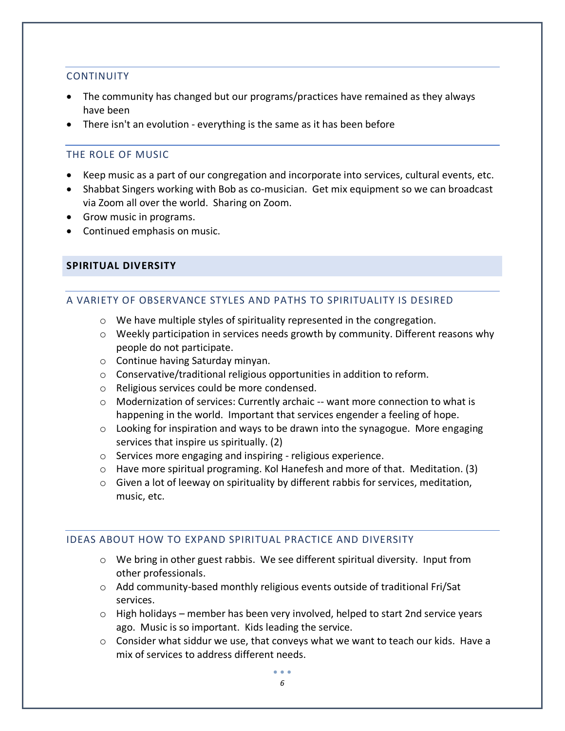### CONTINUITY

- The community has changed but our programs/practices have remained as they always have been
- There isn't an evolution - everything is the same as it has been before

### THE ROLE OF MUSIC

- Keep music as a part of our congregation and incorporate into services, cultural events, etc.
- Shabbat Singers working with Bob as co-musician.  Get mix equipment so we can broadcast via Zoom all over the world.  Sharing on Zoom.
- Grow music in programs.
- Continued emphasis on music.

## SPIRITUAL DIVERSITY

### A VARIETY OF OBSERVANCE STYLES AND PATHS TO SPIRITUALITY IS DESIRED

- We have multiple styles of spirituality represented in the congregation.
- Weekly participation in services needs growth by community. Different reasons why people do not participate.
- Continue having Saturday minyan.
- Conservative/traditional religious opportunities in addition to reform.
- Religious services could be more condensed.
- Modernization of services: Currently archaic -- want more connection to what is happening in the world.  Important that services engender a feeling of hope.
- Looking for inspiration and ways to be drawn into the synagogue.  More engaging services that inspire us spiritually. (2)
- Services more engaging and inspiring - religious experience.
- Have more spiritual programing. Kol Hanefesh and more of that.  Meditation. (3)
- Given a lot of leeway on spirituality by different rabbis for services, meditation, music, etc.

### IDEAS ABOUT HOW TO EXPAND SPIRITUAL PRACTICE AND DIVERSITY

- We bring in other guest rabbis.  We see different spiritual diversity.  Input from other professionals.
- Add community-based monthly religious events outside of traditional Fri/Sat services.
- High holidays – member has been very involved, helped to start 2nd service years ago.  Music is so important.  Kids leading the service.
- Consider what siddur we use, that conveys what we want to teach our kids.  Have a mix of services to address different needs.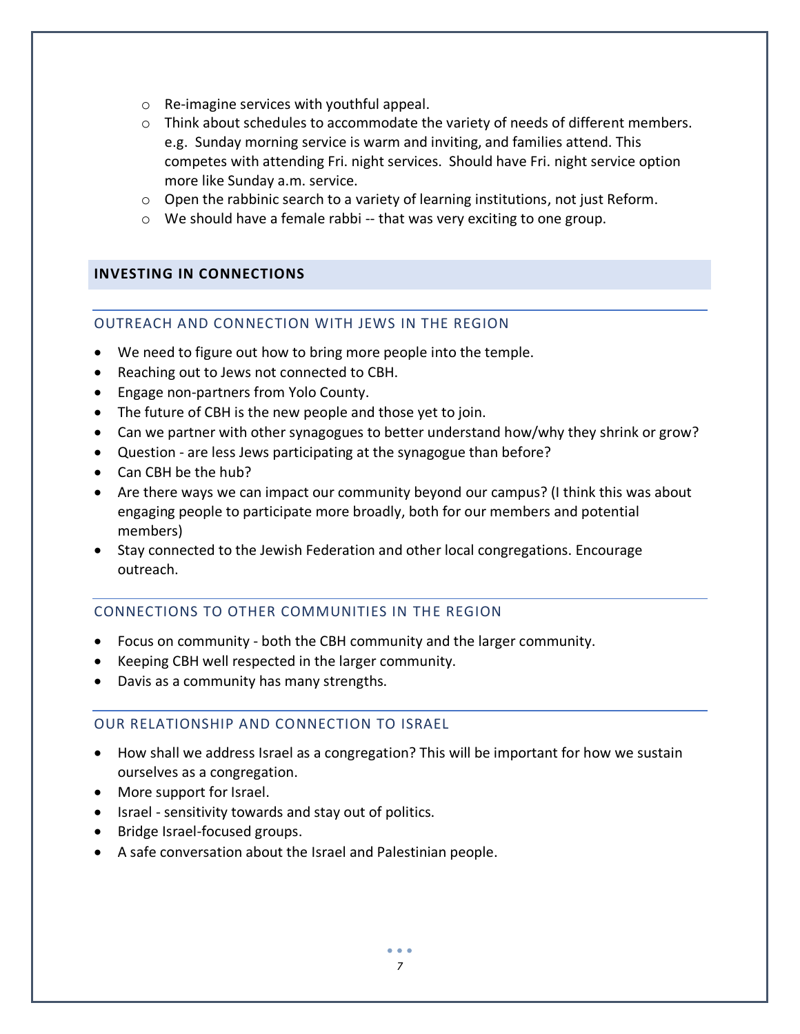- Re-imagine services with youthful appeal.
   - Think about schedules to accommodate the variety of needs of different members. e.g. Sunday morning service is warm and inviting, and families attend. This competes with attending Fri. night services. Should have Fri. night service option more like Sunday a.m. service.
   - Open the rabbinic search to a variety of learning institutions, not just Reform.
   - We should have a female rabbi -- that was very exciting to one group.

## INVESTING IN CONNECTIONS

### OUTREACH AND CONNECTION WITH JEWS IN THE REGION

- We need to figure out how to bring more people into the temple.
- Reaching out to Jews not connected to CBH.
- Engage non-partners from Yolo County.
- The future of CBH is the new people and those yet to join.
- Can we partner with other synagogues to better understand how/why they shrink or grow?
- Question - are less Jews participating at the synagogue than before?
- Can CBH be the hub?
- Are there ways we can impact our community beyond our campus? (I think this was about engaging people to participate more broadly, both for our members and potential members)
- Stay connected to the Jewish Federation and other local congregations. Encourage outreach.

### CONNECTIONS TO OTHER COMMUNITIES IN THE REGION

- Focus on community - both the CBH community and the larger community.
- Keeping CBH well respected in the larger community.
- Davis as a community has many strengths.

### OUR RELATIONSHIP AND CONNECTION TO ISRAEL

- How shall we address Israel as a congregation? This will be important for how we sustain ourselves as a congregation.
- More support for Israel.
- Israel - sensitivity towards and stay out of politics.
- Bridge Israel-focused groups.
- A safe conversation about the Israel and Palestinian people.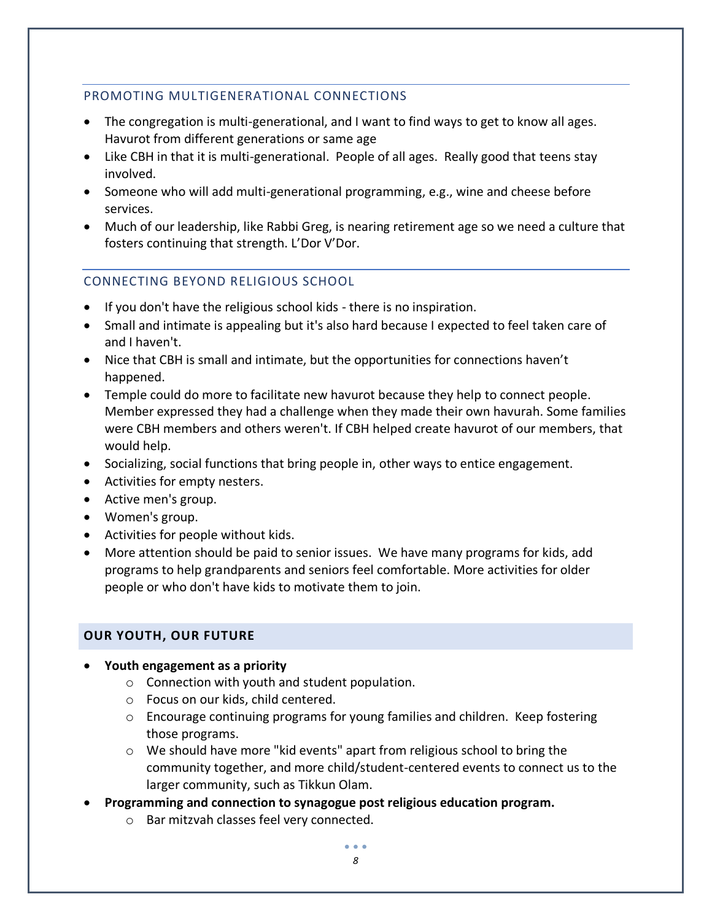### PROMOTING MULTIGENERATIONAL CONNECTIONS

- The congregation is multi-generational, and I want to find ways to get to know all ages. Havurot from different generations or same age
- Like CBH in that it is multi-generational. People of all ages. Really good that teens stay involved.
- Someone who will add multi-generational programming, e.g., wine and cheese before services.
- Much of our leadership, like Rabbi Greg, is nearing retirement age so we need a culture that fosters continuing that strength. L'Dor V'Dor.

### CONNECTING BEYOND RELIGIOUS SCHOOL

- If you don't have the religious school kids - there is no inspiration.
- Small and intimate is appealing but it's also hard because I expected to feel taken care of and I haven't.
- Nice that CBH is small and intimate, but the opportunities for connections haven't happened.
- Temple could do more to facilitate new havurot because they help to connect people. Member expressed they had a challenge when they made their own havurah. Some families were CBH members and others weren't. If CBH helped create havurot of our members, that would help.
- Socializing, social functions that bring people in, other ways to entice engagement.
- Activities for empty nesters.
- Active men's group.
- Women's group.
- Activities for people without kids.
- More attention should be paid to senior issues. We have many programs for kids, add programs to help grandparents and seniors feel comfortable. More activities for older people or who don't have kids to motivate them to join.

## OUR YOUTH, OUR FUTURE

- **Youth engagement as a priority**
  - Connection with youth and student population.
  - Focus on our kids, child centered.
  - Encourage continuing programs for young families and children. Keep fostering those programs.
  - We should have more "kid events" apart from religious school to bring the community together, and more child/student-centered events to connect us to the larger community, such as Tikkun Olam.
- **Programming and connection to synagogue post religious education program.**
  - Bar mitzvah classes feel very connected.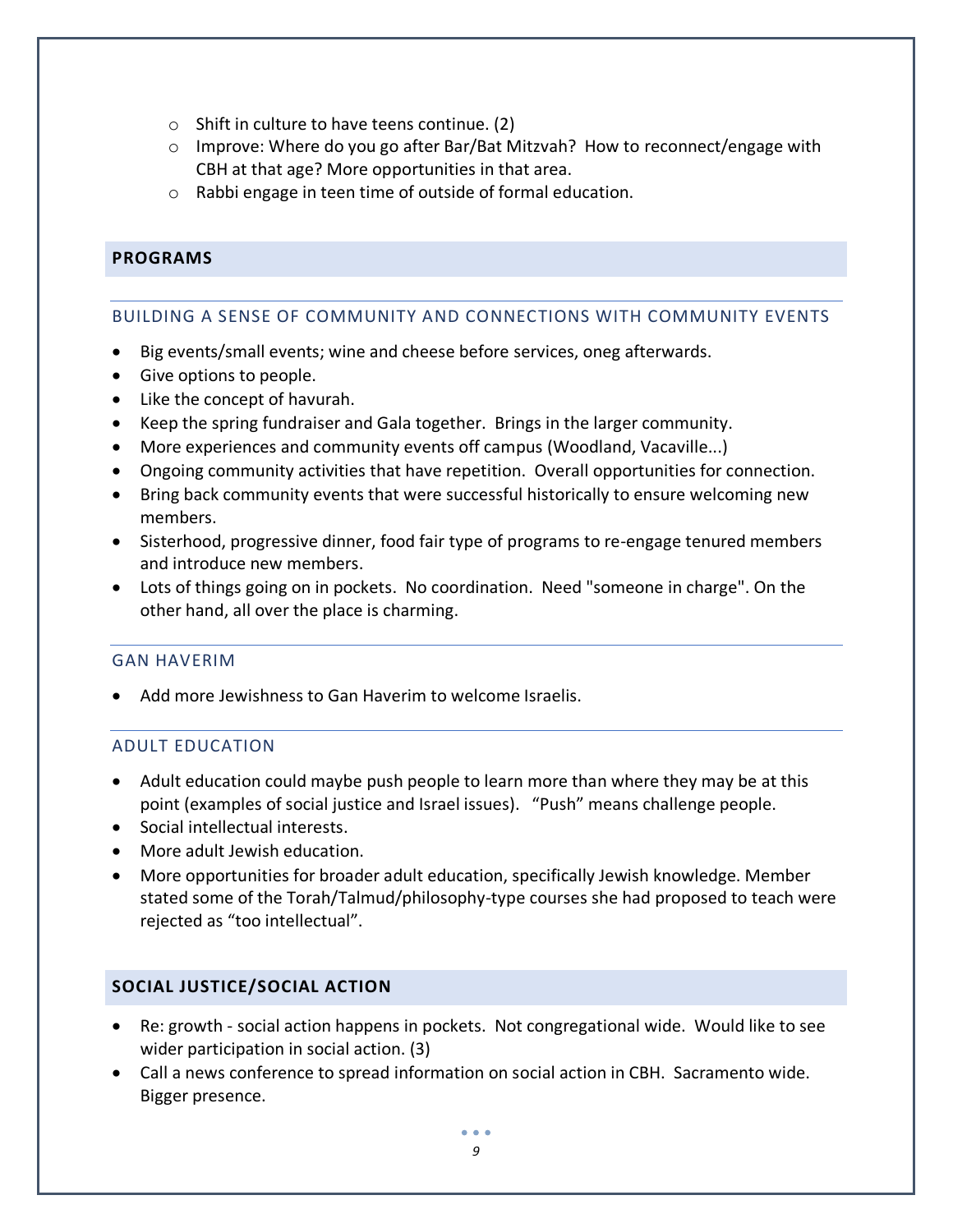- Shift in culture to have teens continue. (2)
  - Improve: Where do you go after Bar/Bat Mitzvah? How to reconnect/engage with CBH at that age? More opportunities in that area.
  - Rabbi engage in teen time of outside of formal education.

## PROGRAMS

### BUILDING A SENSE OF COMMUNITY AND CONNECTIONS WITH COMMUNITY EVENTS

- Big events/small events; wine and cheese before services, oneg afterwards.
- Give options to people.
- Like the concept of havurah.
- Keep the spring fundraiser and Gala together. Brings in the larger community.
- More experiences and community events off campus (Woodland, Vacaville...)
- Ongoing community activities that have repetition. Overall opportunities for connection.
- Bring back community events that were successful historically to ensure welcoming new members.
- Sisterhood, progressive dinner, food fair type of programs to re-engage tenured members and introduce new members.
- Lots of things going on in pockets. No coordination. Need "someone in charge". On the other hand, all over the place is charming.

### GAN HAVERIM

- Add more Jewishness to Gan Haverim to welcome Israelis.

### ADULT EDUCATION

- Adult education could maybe push people to learn more than where they may be at this point (examples of social justice and Israel issues). "Push" means challenge people.
- Social intellectual interests.
- More adult Jewish education.
- More opportunities for broader adult education, specifically Jewish knowledge. Member stated some of the Torah/Talmud/philosophy-type courses she had proposed to teach were rejected as "too intellectual".

## SOCIAL JUSTICE/SOCIAL ACTION

- Re: growth - social action happens in pockets. Not congregational wide. Would like to see wider participation in social action. (3)
- Call a news conference to spread information on social action in CBH. Sacramento wide. Bigger presence.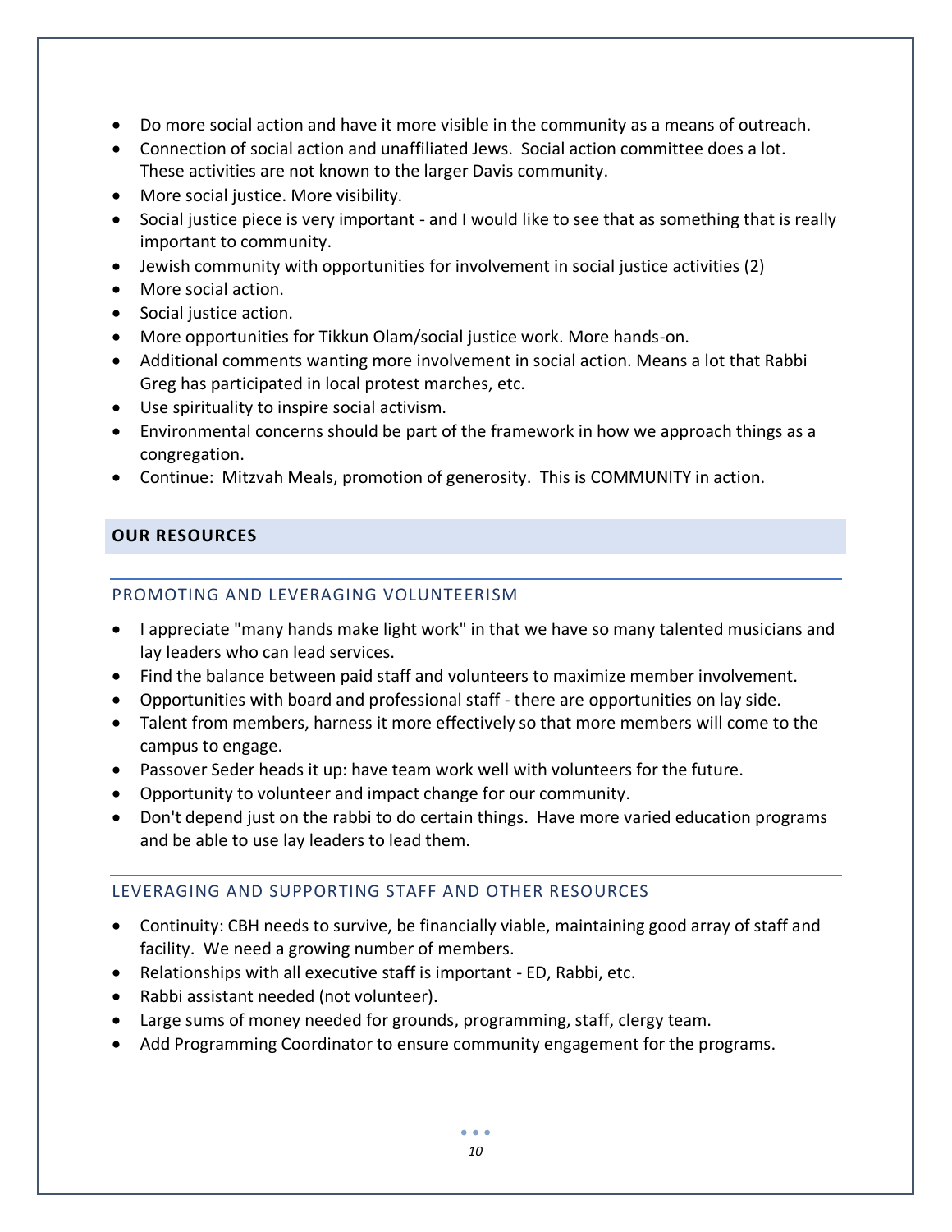- Do more social action and have it more visible in the community as a means of outreach.
- Connection of social action and unaffiliated Jews. Social action committee does a lot. These activities are not known to the larger Davis community.
- More social justice. More visibility.
- Social justice piece is very important - and I would like to see that as something that is really important to community.
- Jewish community with opportunities for involvement in social justice activities (2)
- More social action.
- Social justice action.
- More opportunities for Tikkun Olam/social justice work. More hands-on.
- Additional comments wanting more involvement in social action. Means a lot that Rabbi Greg has participated in local protest marches, etc.
- Use spirituality to inspire social activism.
- Environmental concerns should be part of the framework in how we approach things as a congregation.
- Continue: Mitzvah Meals, promotion of generosity. This is COMMUNITY in action.

## OUR RESOURCES

### PROMOTING AND LEVERAGING VOLUNTEERISM

- I appreciate "many hands make light work" in that we have so many talented musicians and lay leaders who can lead services.
- Find the balance between paid staff and volunteers to maximize member involvement.
- Opportunities with board and professional staff - there are opportunities on lay side.
- Talent from members, harness it more effectively so that more members will come to the campus to engage.
- Passover Seder heads it up: have team work well with volunteers for the future.
- Opportunity to volunteer and impact change for our community.
- Don't depend just on the rabbi to do certain things. Have more varied education programs and be able to use lay leaders to lead them.

### LEVERAGING AND SUPPORTING STAFF AND OTHER RESOURCES

- Continuity: CBH needs to survive, be financially viable, maintaining good array of staff and facility. We need a growing number of members.
- Relationships with all executive staff is important - ED, Rabbi, etc.
- Rabbi assistant needed (not volunteer).
- Large sums of money needed for grounds, programming, staff, clergy team.
- Add Programming Coordinator to ensure community engagement for the programs.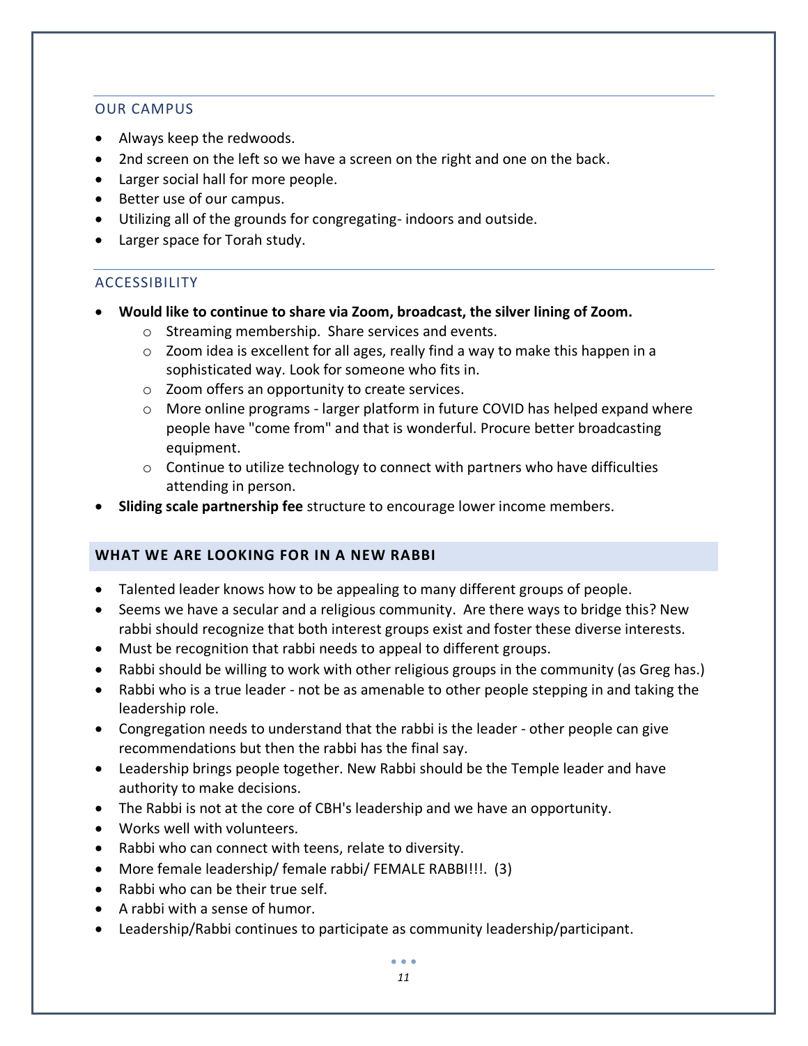## OUR CAMPUS

- Always keep the redwoods.
- 2nd screen on the left so we have a screen on the right and one on the back.
- Larger social hall for more people.
- Better use of our campus.
- Utilizing all of the grounds for congregating- indoors and outside.
- Larger space for Torah study.

## ACCESSIBILITY

- **Would like to continue to share via Zoom, broadcast, the silver lining of Zoom.**
    - Streaming membership. Share services and events.
    - Zoom idea is excellent for all ages, really find a way to make this happen in a sophisticated way. Look for someone who fits in.
    - Zoom offers an opportunity to create services.
    - More online programs - larger platform in future COVID has helped expand where people have "come from" and that is wonderful. Procure better broadcasting equipment.
    - Continue to utilize technology to connect with partners who have difficulties attending in person.
- **Sliding scale partnership fee** structure to encourage lower income members.

## WHAT WE ARE LOOKING FOR IN A NEW RABBI

- Talented leader knows how to be appealing to many different groups of people.
- Seems we have a secular and a religious community. Are there ways to bridge this? New rabbi should recognize that both interest groups exist and foster these diverse interests.
- Must be recognition that rabbi needs to appeal to different groups.
- Rabbi should be willing to work with other religious groups in the community (as Greg has.)
- Rabbi who is a true leader - not be as amenable to other people stepping in and taking the leadership role.
- Congregation needs to understand that the rabbi is the leader - other people can give recommendations but then the rabbi has the final say.
- Leadership brings people together. New Rabbi should be the Temple leader and have authority to make decisions.
- The Rabbi is not at the core of CBH's leadership and we have an opportunity.
- Works well with volunteers.
- Rabbi who can connect with teens, relate to diversity.
- More female leadership/ female rabbi/ FEMALE RABBI!!!. (3)
- Rabbi who can be their true self.
- A rabbi with a sense of humor.
- Leadership/Rabbi continues to participate as community leadership/participant.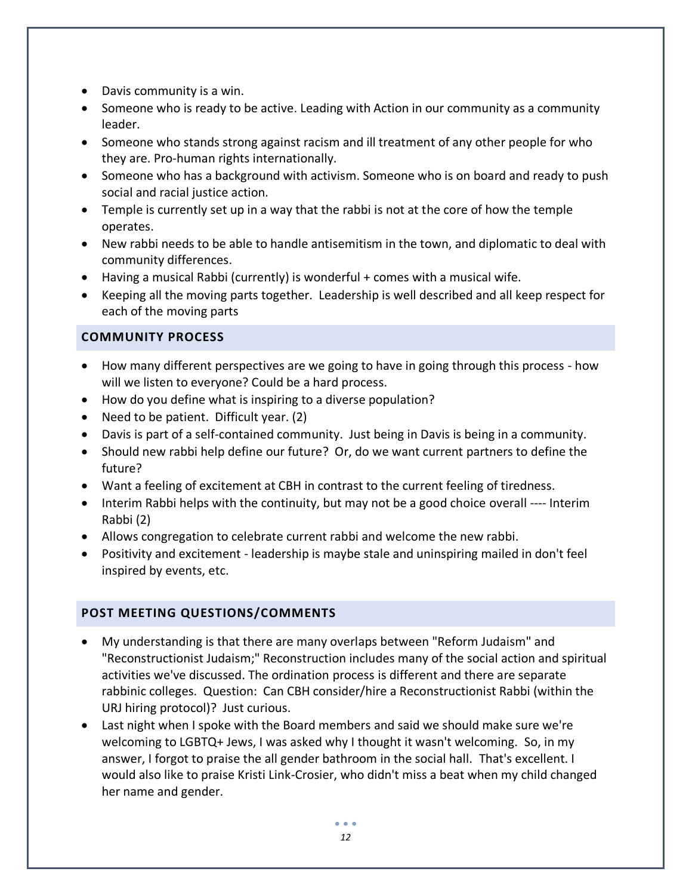- Davis community is a win.
- Someone who is ready to be active. Leading with Action in our community as a community leader.
- Someone who stands strong against racism and ill treatment of any other people for who they are. Pro-human rights internationally.
- Someone who has a background with activism. Someone who is on board and ready to push social and racial justice action.
- Temple is currently set up in a way that the rabbi is not at the core of how the temple operates.
- New rabbi needs to be able to handle antisemitism in the town, and diplomatic to deal with community differences.
- Having a musical Rabbi (currently) is wonderful + comes with a musical wife.
- Keeping all the moving parts together. Leadership is well described and all keep respect for each of the moving parts

## COMMUNITY PROCESS

- How many different perspectives are we going to have in going through this process - how will we listen to everyone? Could be a hard process.
- How do you define what is inspiring to a diverse population?
- Need to be patient. Difficult year. (2)
- Davis is part of a self-contained community. Just being in Davis is being in a community.
- Should new rabbi help define our future? Or, do we want current partners to define the future?
- Want a feeling of excitement at CBH in contrast to the current feeling of tiredness.
- Interim Rabbi helps with the continuity, but may not be a good choice overall ---- Interim Rabbi (2)
- Allows congregation to celebrate current rabbi and welcome the new rabbi.
- Positivity and excitement - leadership is maybe stale and uninspiring mailed in don't feel inspired by events, etc.

## POST MEETING QUESTIONS/COMMENTS

- My understanding is that there are many overlaps between "Reform Judaism" and "Reconstructionist Judaism;" Reconstruction includes many of the social action and spiritual activities we've discussed. The ordination process is different and there are separate rabbinic colleges. Question: Can CBH consider/hire a Reconstructionist Rabbi (within the URJ hiring protocol)? Just curious.
- Last night when I spoke with the Board members and said we should make sure we're welcoming to LGBTQ+ Jews, I was asked why I thought it wasn't welcoming. So, in my answer, I forgot to praise the all gender bathroom in the social hall. That's excellent. I would also like to praise Kristi Link-Crosier, who didn't miss a beat when my child changed her name and gender.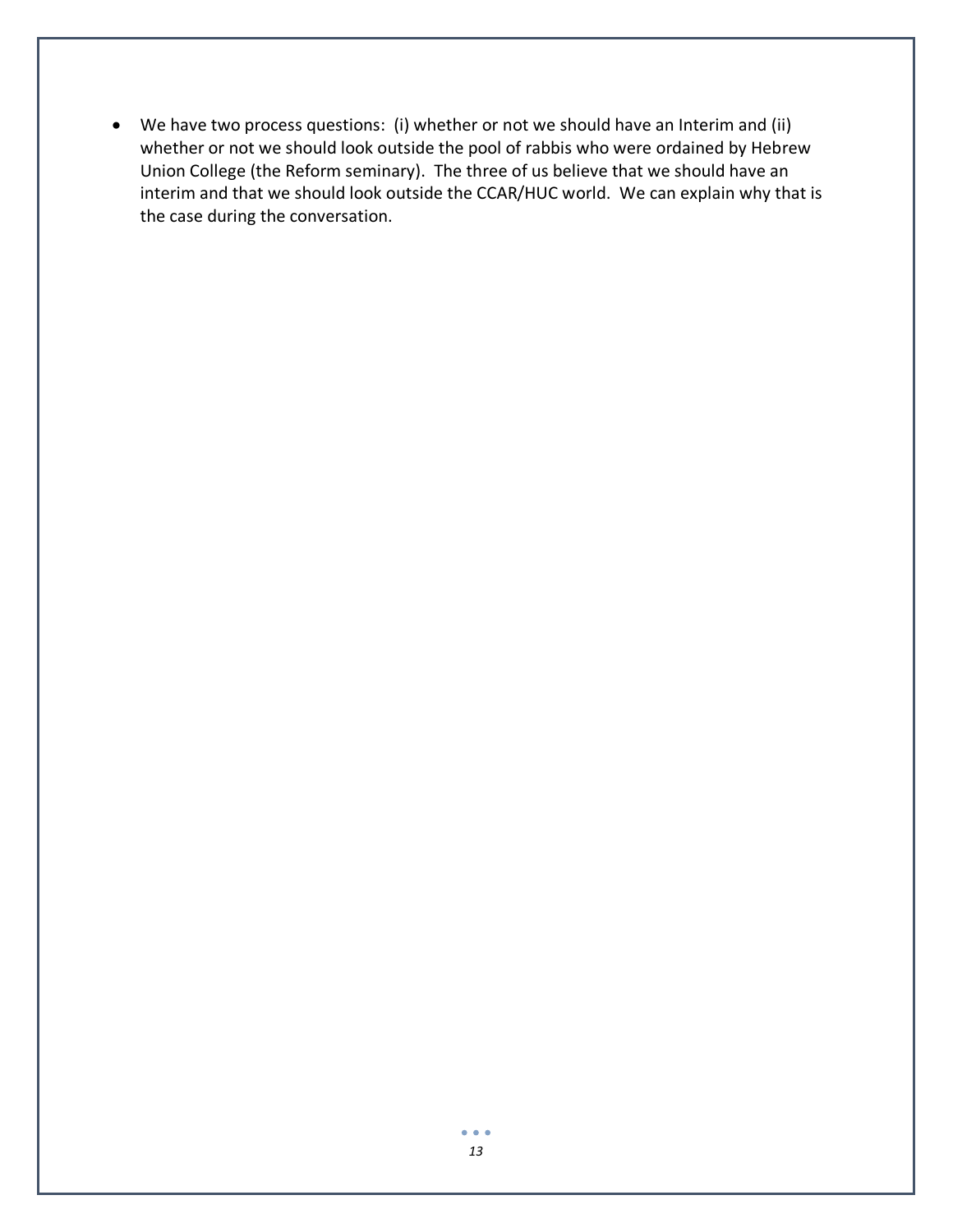- We have two process questions: (i) whether or not we should have an Interim and (ii) whether or not we should look outside the pool of rabbis who were ordained by Hebrew Union College (the Reform seminary). The three of us believe that we should have an interim and that we should look outside the CCAR/HUC world. We can explain why that is the case during the conversation.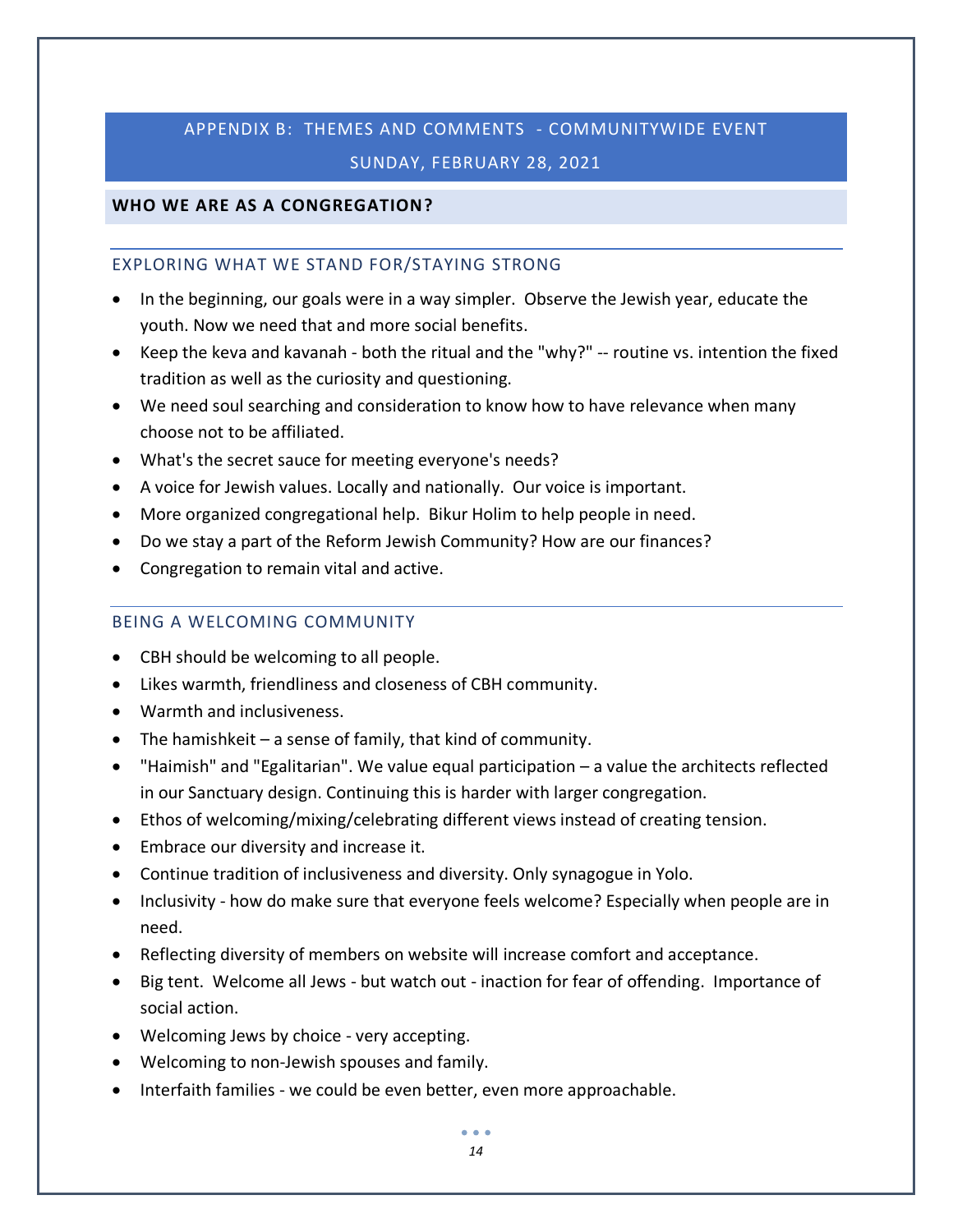# APPENDIX B: THEMES AND COMMENTS - COMMUNITYWIDE EVENT
## SUNDAY, FEBRUARY 28, 2021

## WHO WE ARE AS A CONGREGATION?

### EXPLORING WHAT WE STAND FOR/STAYING STRONG

- In the beginning, our goals were in a way simpler. Observe the Jewish year, educate the youth. Now we need that and more social benefits.
- Keep the keva and kavanah - both the ritual and the "why?" -- routine vs. intention the fixed tradition as well as the curiosity and questioning.
- We need soul searching and consideration to know how to have relevance when many choose not to be affiliated.
- What's the secret sauce for meeting everyone's needs?
- A voice for Jewish values. Locally and nationally. Our voice is important.
- More organized congregational help. Bikur Holim to help people in need.
- Do we stay a part of the Reform Jewish Community? How are our finances?
- Congregation to remain vital and active.

### BEING A WELCOMING COMMUNITY

- CBH should be welcoming to all people.
- Likes warmth, friendliness and closeness of CBH community.
- Warmth and inclusiveness.
- The hamishkeit – a sense of family, that kind of community.
- "Haimish" and "Egalitarian". We value equal participation – a value the architects reflected in our Sanctuary design. Continuing this is harder with larger congregation.
- Ethos of welcoming/mixing/celebrating different views instead of creating tension.
- Embrace our diversity and increase it.
- Continue tradition of inclusiveness and diversity. Only synagogue in Yolo.
- Inclusivity - how do make sure that everyone feels welcome? Especially when people are in need.
- Reflecting diversity of members on website will increase comfort and acceptance.
- Big tent. Welcome all Jews - but watch out - inaction for fear of offending. Importance of social action.
- Welcoming Jews by choice - very accepting.
- Welcoming to non-Jewish spouses and family.
- Interfaith families - we could be even better, even more approachable.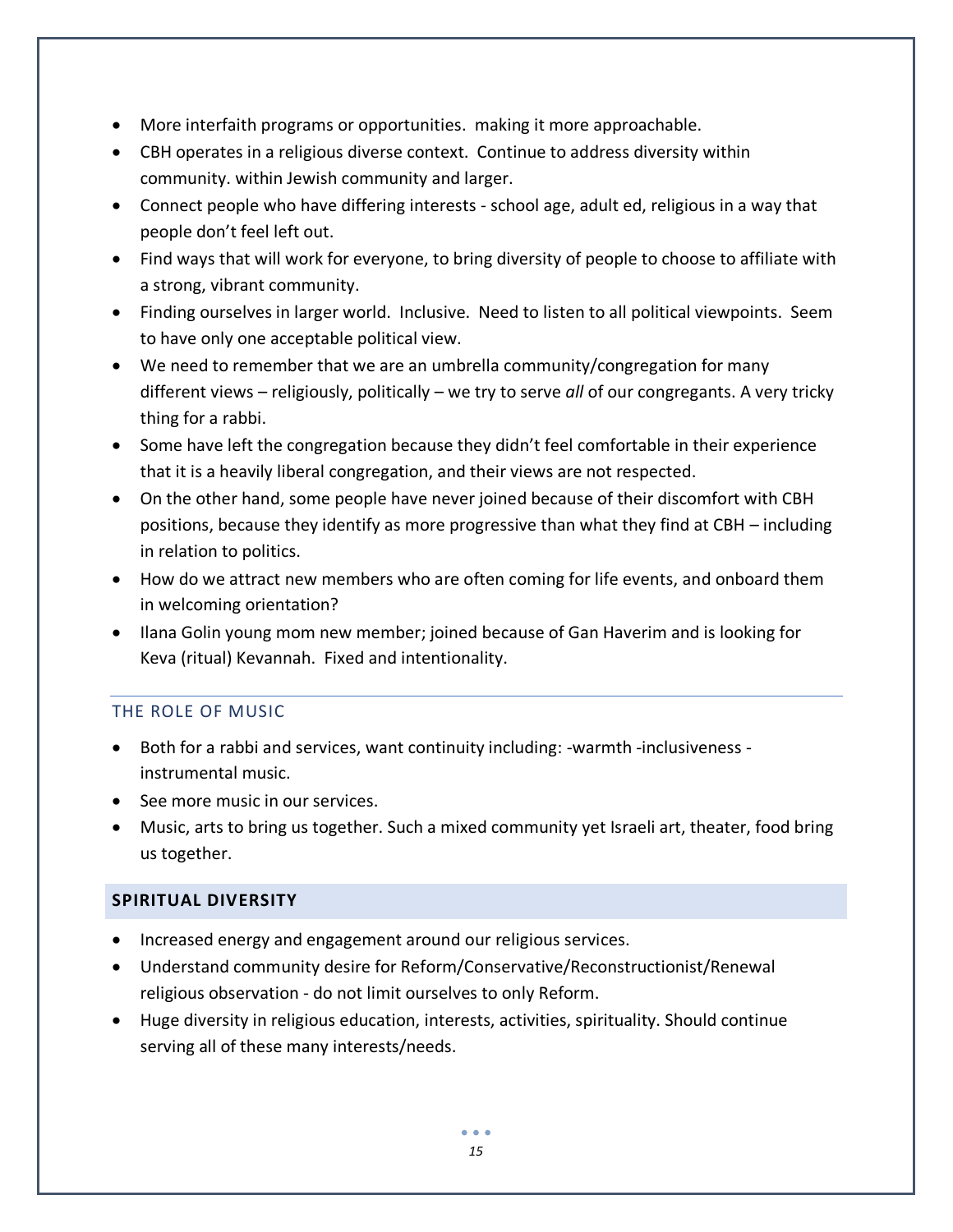- More interfaith programs or opportunities.  making it more approachable.
- CBH operates in a religious diverse context.  Continue to address diversity within community. within Jewish community and larger.
- Connect people who have differing interests - school age, adult ed, religious in a way that people don't feel left out.
- Find ways that will work for everyone, to bring diversity of people to choose to affiliate with a strong, vibrant community.
- Finding ourselves in larger world.  Inclusive.  Need to listen to all political viewpoints.  Seem to have only one acceptable political view.
- We need to remember that we are an umbrella community/congregation for many different views – religiously, politically – we try to serve *all* of our congregants. A very tricky thing for a rabbi.
- Some have left the congregation because they didn't feel comfortable in their experience that it is a heavily liberal congregation, and their views are not respected.
- On the other hand, some people have never joined because of their discomfort with CBH positions, because they identify as more progressive than what they find at CBH – including in relation to politics.
- How do we attract new members who are often coming for life events, and onboard them in welcoming orientation?
- Ilana Golin young mom new member; joined because of Gan Haverim and is looking for Keva (ritual) Kevannah.  Fixed and intentionality.

### THE ROLE OF MUSIC

- Both for a rabbi and services, want continuity including: -warmth -inclusiveness -instrumental music.
- See more music in our services.
- Music, arts to bring us together. Such a mixed community yet Israeli art, theater, food bring us together.

## SPIRITUAL DIVERSITY

- Increased energy and engagement around our religious services.
- Understand community desire for Reform/Conservative/Reconstructionist/Renewal religious observation - do not limit ourselves to only Reform.
- Huge diversity in religious education, interests, activities, spirituality. Should continue serving all of these many interests/needs.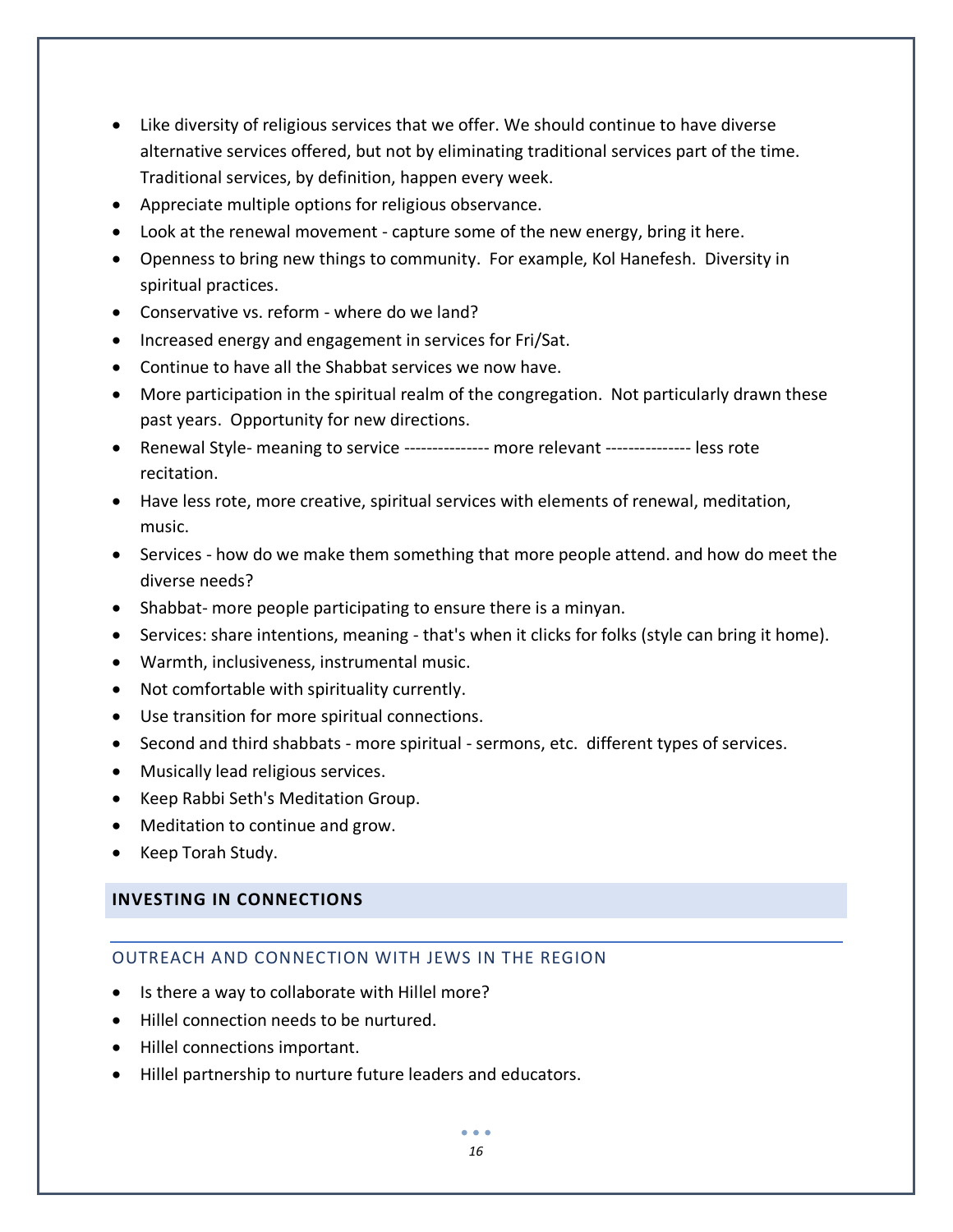- Like diversity of religious services that we offer. We should continue to have diverse alternative services offered, but not by eliminating traditional services part of the time. Traditional services, by definition, happen every week.
- Appreciate multiple options for religious observance.
- Look at the renewal movement - capture some of the new energy, bring it here.
- Openness to bring new things to community. For example, Kol Hanefesh. Diversity in spiritual practices.
- Conservative vs. reform - where do we land?
- Increased energy and engagement in services for Fri/Sat.
- Continue to have all the Shabbat services we now have.
- More participation in the spiritual realm of the congregation. Not particularly drawn these past years. Opportunity for new directions.
- Renewal Style- meaning to service --------------- more relevant --------------- less rote recitation.
- Have less rote, more creative, spiritual services with elements of renewal, meditation, music.
- Services - how do we make them something that more people attend. and how do meet the diverse needs?
- Shabbat- more people participating to ensure there is a minyan.
- Services: share intentions, meaning - that's when it clicks for folks (style can bring it home).
- Warmth, inclusiveness, instrumental music.
- Not comfortable with spirituality currently.
- Use transition for more spiritual connections.
- Second and third shabbats - more spiritual - sermons, etc. different types of services.
- Musically lead religious services.
- Keep Rabbi Seth's Meditation Group.
- Meditation to continue and grow.
- Keep Torah Study.

## INVESTING IN CONNECTIONS

### OUTREACH AND CONNECTION WITH JEWS IN THE REGION

- Is there a way to collaborate with Hillel more?
- Hillel connection needs to be nurtured.
- Hillel connections important.
- Hillel partnership to nurture future leaders and educators.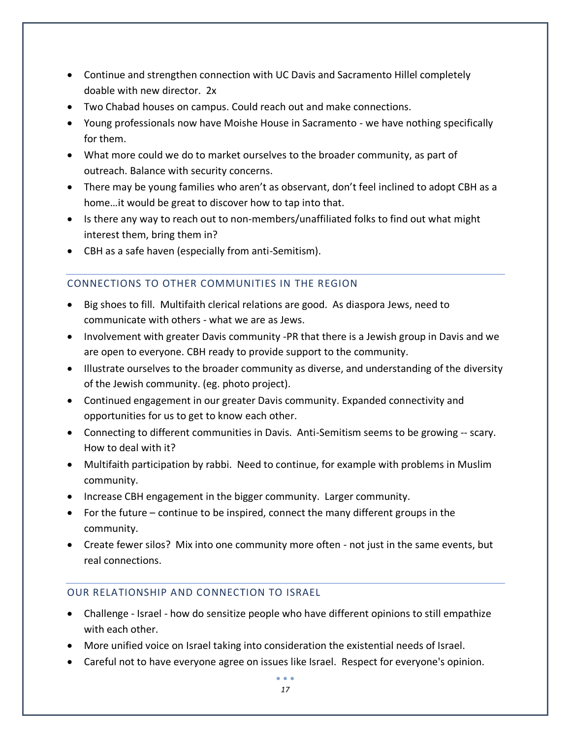- Continue and strengthen connection with UC Davis and Sacramento Hillel completely doable with new director.  2x
- Two Chabad houses on campus. Could reach out and make connections.
- Young professionals now have Moishe House in Sacramento - we have nothing specifically for them.
- What more could we do to market ourselves to the broader community, as part of outreach. Balance with security concerns.
- There may be young families who aren't as observant, don't feel inclined to adopt CBH as a home…it would be great to discover how to tap into that.
- Is there any way to reach out to non-members/unaffiliated folks to find out what might interest them, bring them in?
- CBH as a safe haven (especially from anti-Semitism).

## CONNECTIONS TO OTHER COMMUNITIES IN THE REGION

- Big shoes to fill.  Multifaith clerical relations are good.  As diaspora Jews, need to communicate with others - what we are as Jews.
- Involvement with greater Davis community -PR that there is a Jewish group in Davis and we are open to everyone. CBH ready to provide support to the community.
- Illustrate ourselves to the broader community as diverse, and understanding of the diversity of the Jewish community. (eg. photo project).
- Continued engagement in our greater Davis community. Expanded connectivity and opportunities for us to get to know each other.
- Connecting to different communities in Davis.  Anti-Semitism seems to be growing -- scary.  How to deal with it?
- Multifaith participation by rabbi.  Need to continue, for example with problems in Muslim community.
- Increase CBH engagement in the bigger community.  Larger community.
- For the future – continue to be inspired, connect the many different groups in the community.
- Create fewer silos?  Mix into one community more often - not just in the same events, but real connections.

## OUR RELATIONSHIP AND CONNECTION TO ISRAEL

- Challenge - Israel - how do sensitize people who have different opinions to still empathize with each other.
- More unified voice on Israel taking into consideration the existential needs of Israel.
- Careful not to have everyone agree on issues like Israel.  Respect for everyone's opinion.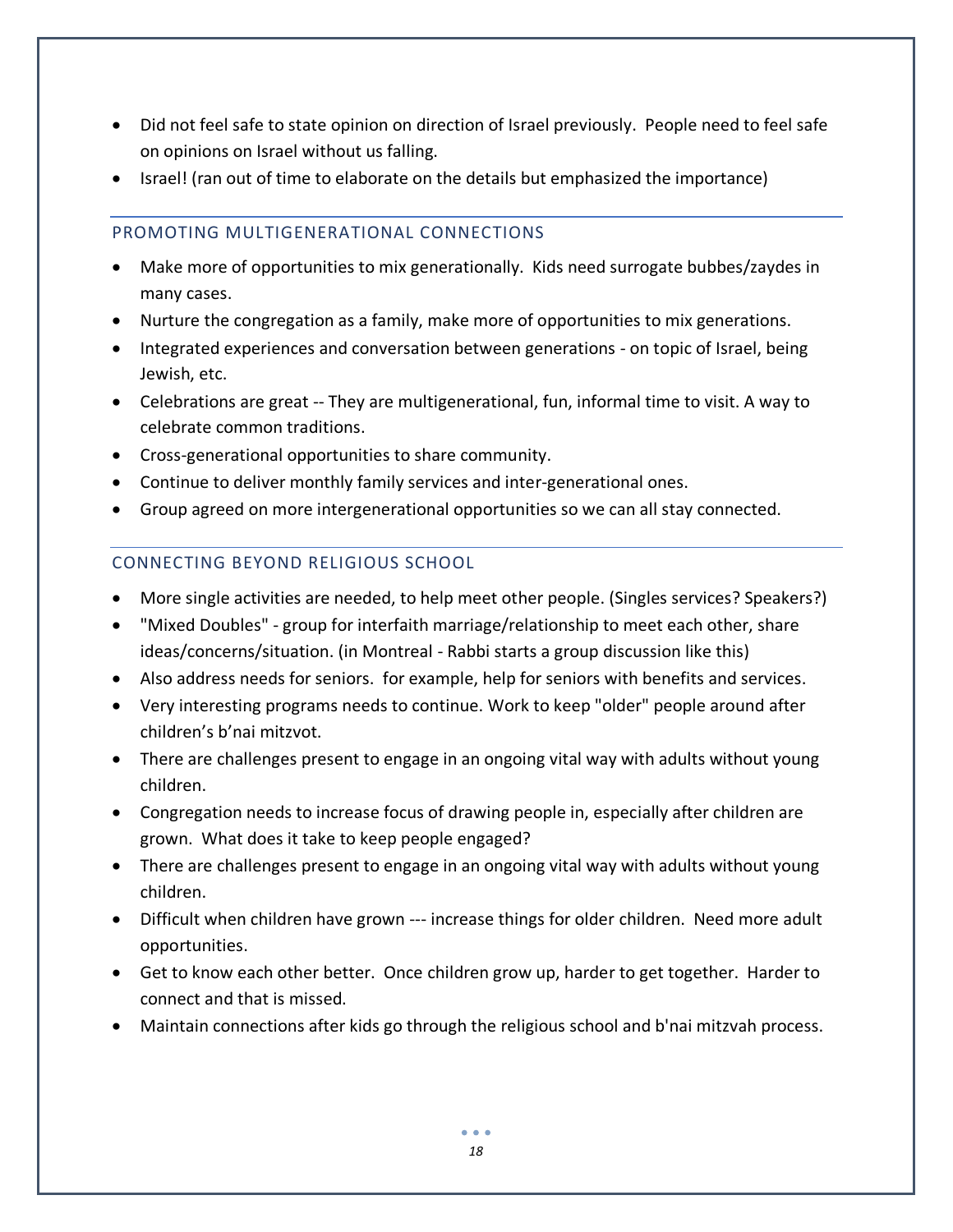- Did not feel safe to state opinion on direction of Israel previously. People need to feel safe on opinions on Israel without us falling.
- Israel! (ran out of time to elaborate on the details but emphasized the importance)

## PROMOTING MULTIGENERATIONAL CONNECTIONS

- Make more of opportunities to mix generationally. Kids need surrogate bubbes/zaydes in many cases.
- Nurture the congregation as a family, make more of opportunities to mix generations.
- Integrated experiences and conversation between generations - on topic of Israel, being Jewish, etc.
- Celebrations are great -- They are multigenerational, fun, informal time to visit. A way to celebrate common traditions.
- Cross-generational opportunities to share community.
- Continue to deliver monthly family services and inter-generational ones.
- Group agreed on more intergenerational opportunities so we can all stay connected.

## CONNECTING BEYOND RELIGIOUS SCHOOL

- More single activities are needed, to help meet other people. (Singles services? Speakers?)
- "Mixed Doubles" - group for interfaith marriage/relationship to meet each other, share ideas/concerns/situation. (in Montreal - Rabbi starts a group discussion like this)
- Also address needs for seniors. for example, help for seniors with benefits and services.
- Very interesting programs needs to continue. Work to keep "older" people around after children's b'nai mitzvot.
- There are challenges present to engage in an ongoing vital way with adults without young children.
- Congregation needs to increase focus of drawing people in, especially after children are grown. What does it take to keep people engaged?
- There are challenges present to engage in an ongoing vital way with adults without young children.
- Difficult when children have grown --- increase things for older children. Need more adult opportunities.
- Get to know each other better. Once children grow up, harder to get together. Harder to connect and that is missed.
- Maintain connections after kids go through the religious school and b'nai mitzvah process.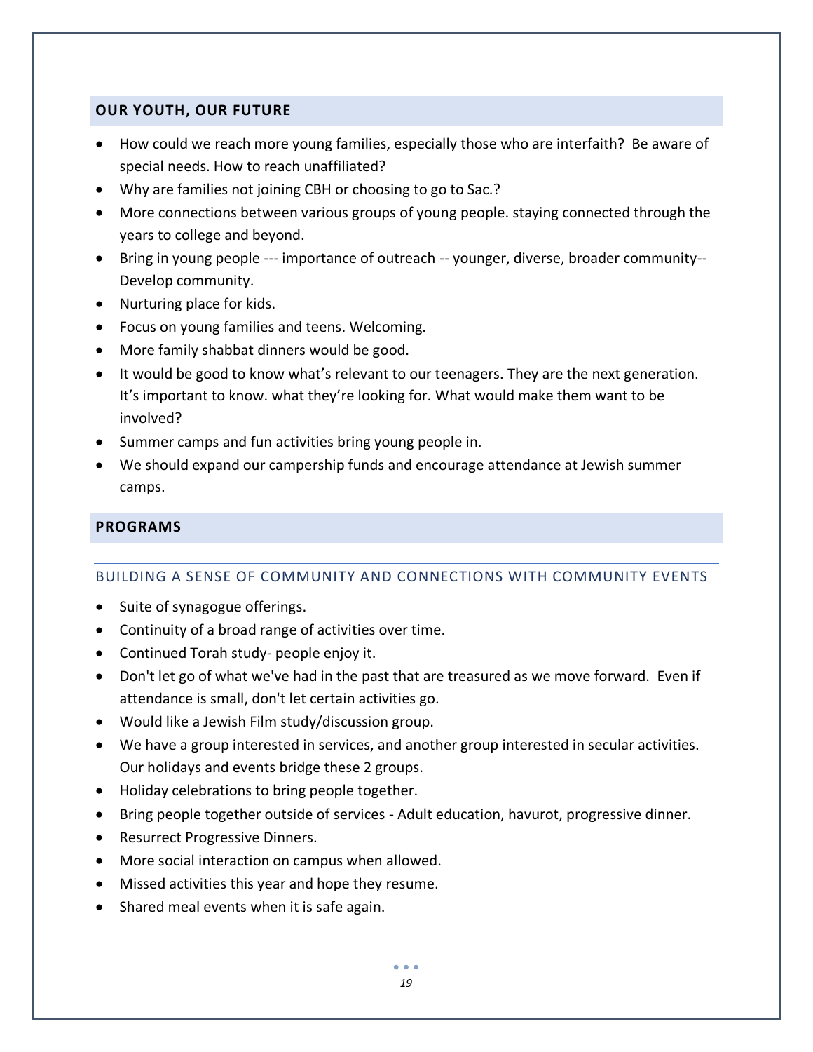## OUR YOUTH, OUR FUTURE

- How could we reach more young families, especially those who are interfaith? Be aware of special needs. How to reach unaffiliated?
- Why are families not joining CBH or choosing to go to Sac.?
- More connections between various groups of young people. staying connected through the years to college and beyond.
- Bring in young people --- importance of outreach -- younger, diverse, broader community-- Develop community.
- Nurturing place for kids.
- Focus on young families and teens. Welcoming.
- More family shabbat dinners would be good.
- It would be good to know what's relevant to our teenagers. They are the next generation. It's important to know. what they're looking for. What would make them want to be involved?
- Summer camps and fun activities bring young people in.
- We should expand our campership funds and encourage attendance at Jewish summer camps.

## PROGRAMS

### BUILDING A SENSE OF COMMUNITY AND CONNECTIONS WITH COMMUNITY EVENTS

- Suite of synagogue offerings.
- Continuity of a broad range of activities over time.
- Continued Torah study- people enjoy it.
- Don't let go of what we've had in the past that are treasured as we move forward. Even if attendance is small, don't let certain activities go.
- Would like a Jewish Film study/discussion group.
- We have a group interested in services, and another group interested in secular activities. Our holidays and events bridge these 2 groups.
- Holiday celebrations to bring people together.
- Bring people together outside of services - Adult education, havurot, progressive dinner.
- Resurrect Progressive Dinners.
- More social interaction on campus when allowed.
- Missed activities this year and hope they resume.
- Shared meal events when it is safe again.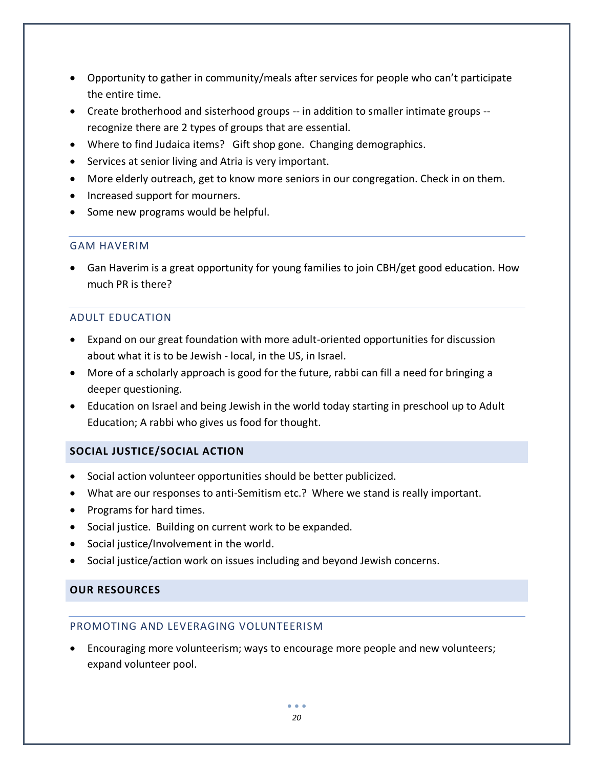- Opportunity to gather in community/meals after services for people who can't participate the entire time.
- Create brotherhood and sisterhood groups -- in addition to smaller intimate groups -- recognize there are 2 types of groups that are essential.
- Where to find Judaica items? Gift shop gone. Changing demographics.
- Services at senior living and Atria is very important.
- More elderly outreach, get to know more seniors in our congregation. Check in on them.
- Increased support for mourners.
- Some new programs would be helpful.

### GAM HAVERIM

- Gan Haverim is a great opportunity for young families to join CBH/get good education. How much PR is there?

### ADULT EDUCATION

- Expand on our great foundation with more adult-oriented opportunities for discussion about what it is to be Jewish - local, in the US, in Israel.
- More of a scholarly approach is good for the future, rabbi can fill a need for bringing a deeper questioning.
- Education on Israel and being Jewish in the world today starting in preschool up to Adult Education; A rabbi who gives us food for thought.

## SOCIAL JUSTICE/SOCIAL ACTION

- Social action volunteer opportunities should be better publicized.
- What are our responses to anti-Semitism etc.? Where we stand is really important.
- Programs for hard times.
- Social justice. Building on current work to be expanded.
- Social justice/Involvement in the world.
- Social justice/action work on issues including and beyond Jewish concerns.

## OUR RESOURCES

### PROMOTING AND LEVERAGING VOLUNTEERISM

- Encouraging more volunteerism; ways to encourage more people and new volunteers; expand volunteer pool.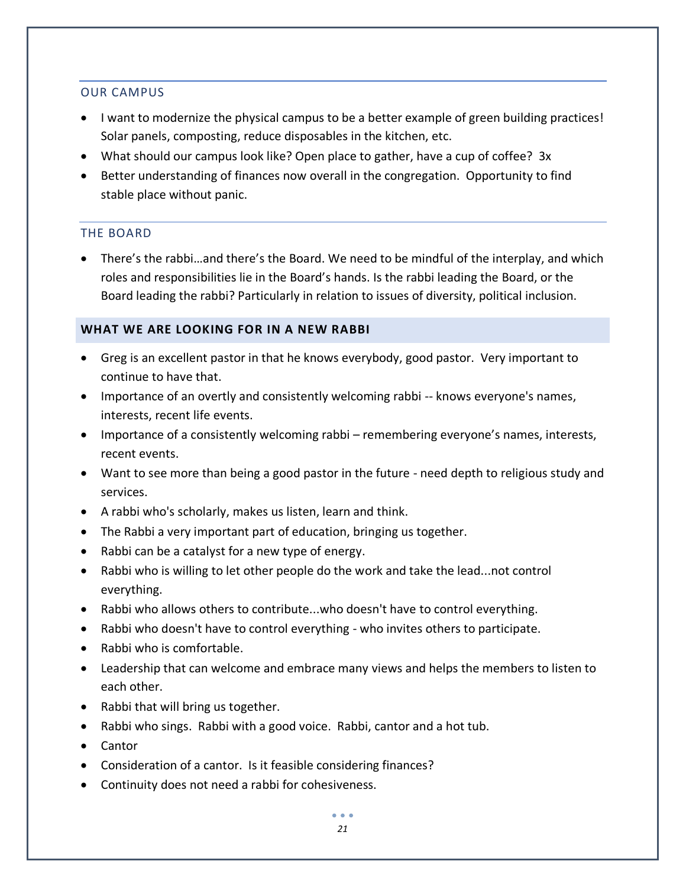### OUR CAMPUS

- I want to modernize the physical campus to be a better example of green building practices! Solar panels, composting, reduce disposables in the kitchen, etc.
- What should our campus look like? Open place to gather, have a cup of coffee? 3x
- Better understanding of finances now overall in the congregation. Opportunity to find stable place without panic.

### THE BOARD

- There's the rabbi…and there's the Board. We need to be mindful of the interplay, and which roles and responsibilities lie in the Board's hands. Is the rabbi leading the Board, or the Board leading the rabbi? Particularly in relation to issues of diversity, political inclusion.

## WHAT WE ARE LOOKING FOR IN A NEW RABBI

- Greg is an excellent pastor in that he knows everybody, good pastor. Very important to continue to have that.
- Importance of an overtly and consistently welcoming rabbi -- knows everyone's names, interests, recent life events.
- Importance of a consistently welcoming rabbi – remembering everyone's names, interests, recent events.
- Want to see more than being a good pastor in the future - need depth to religious study and services.
- A rabbi who's scholarly, makes us listen, learn and think.
- The Rabbi a very important part of education, bringing us together.
- Rabbi can be a catalyst for a new type of energy.
- Rabbi who is willing to let other people do the work and take the lead...not control everything.
- Rabbi who allows others to contribute...who doesn't have to control everything.
- Rabbi who doesn't have to control everything - who invites others to participate.
- Rabbi who is comfortable.
- Leadership that can welcome and embrace many views and helps the members to listen to each other.
- Rabbi that will bring us together.
- Rabbi who sings. Rabbi with a good voice. Rabbi, cantor and a hot tub.
- Cantor
- Consideration of a cantor. Is it feasible considering finances?
- Continuity does not need a rabbi for cohesiveness.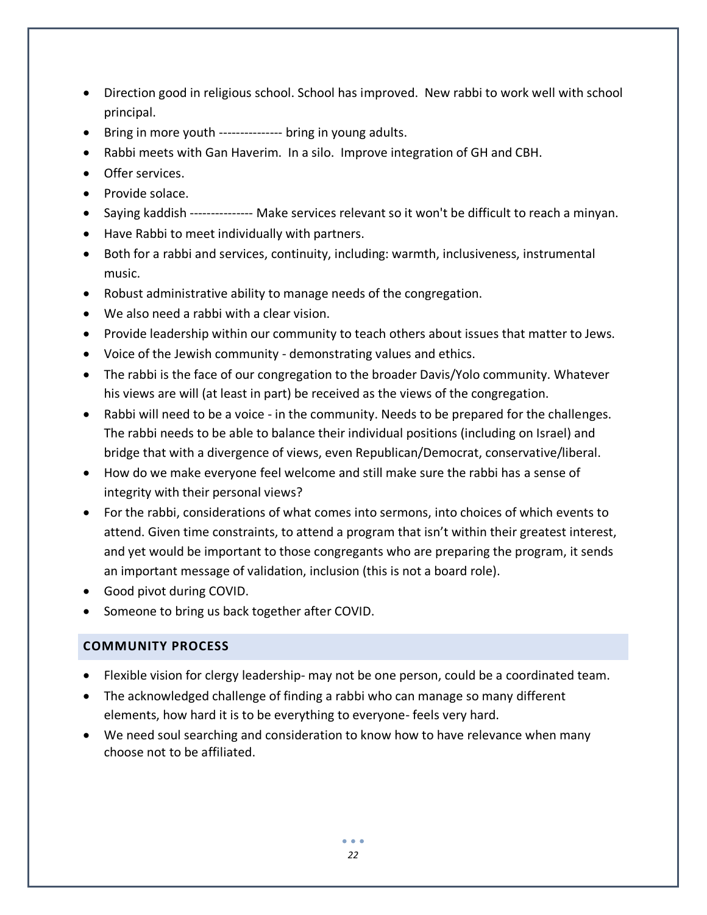- Direction good in religious school. School has improved. New rabbi to work well with school principal.
- Bring in more youth --------------- bring in young adults.
- Rabbi meets with Gan Haverim. In a silo. Improve integration of GH and CBH.
- Offer services.
- Provide solace.
- Saying kaddish --------------- Make services relevant so it won't be difficult to reach a minyan.
- Have Rabbi to meet individually with partners.
- Both for a rabbi and services, continuity, including: warmth, inclusiveness, instrumental music.
- Robust administrative ability to manage needs of the congregation.
- We also need a rabbi with a clear vision.
- Provide leadership within our community to teach others about issues that matter to Jews.
- Voice of the Jewish community - demonstrating values and ethics.
- The rabbi is the face of our congregation to the broader Davis/Yolo community. Whatever his views are will (at least in part) be received as the views of the congregation.
- Rabbi will need to be a voice - in the community. Needs to be prepared for the challenges. The rabbi needs to be able to balance their individual positions (including on Israel) and bridge that with a divergence of views, even Republican/Democrat, conservative/liberal.
- How do we make everyone feel welcome and still make sure the rabbi has a sense of integrity with their personal views?
- For the rabbi, considerations of what comes into sermons, into choices of which events to attend. Given time constraints, to attend a program that isn't within their greatest interest, and yet would be important to those congregants who are preparing the program, it sends an important message of validation, inclusion (this is not a board role).
- Good pivot during COVID.
- Someone to bring us back together after COVID.

## COMMUNITY PROCESS

- Flexible vision for clergy leadership- may not be one person, could be a coordinated team.
- The acknowledged challenge of finding a rabbi who can manage so many different elements, how hard it is to be everything to everyone- feels very hard.
- We need soul searching and consideration to know how to have relevance when many choose not to be affiliated.